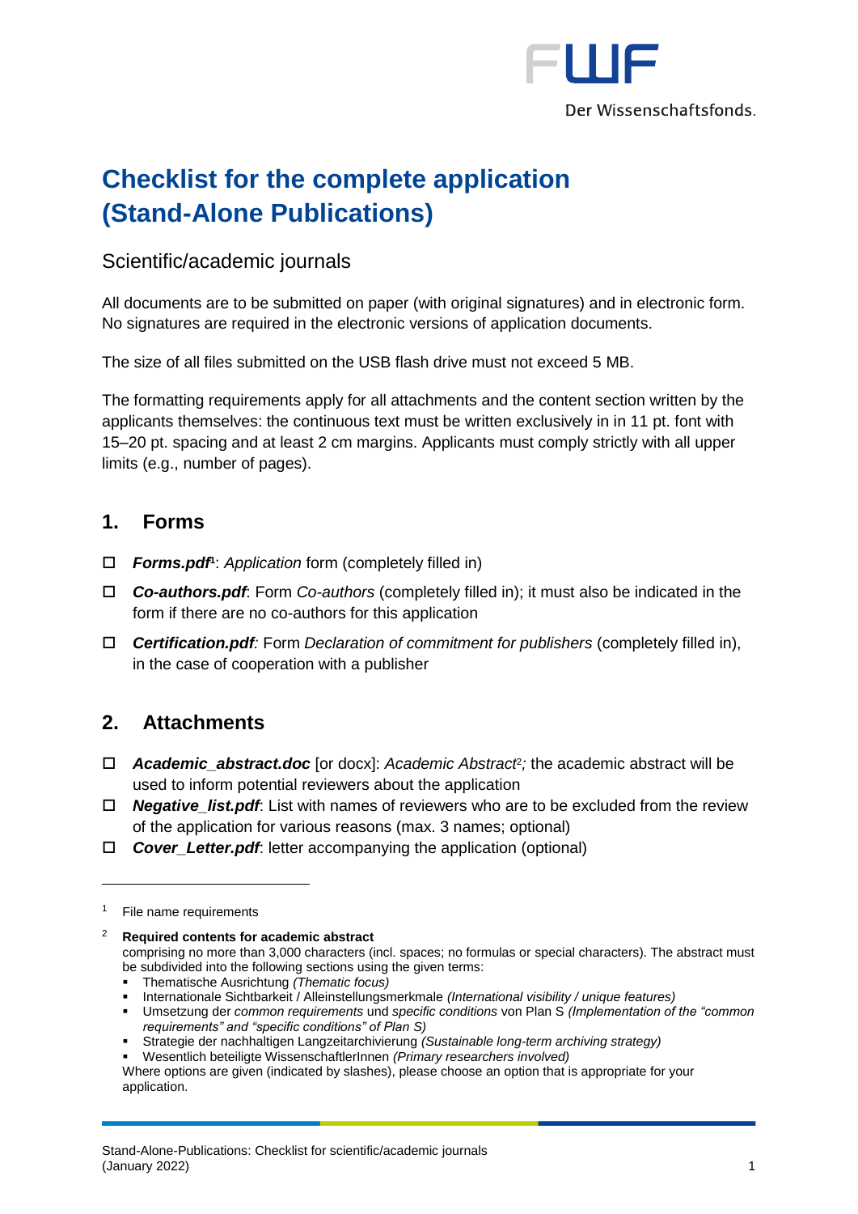# Checklist for the complete application (Stand-Alone Publications)

## Scientific/academic journals

All documents are to be submitted on paper (with original signatures) and in electronic form. No signatures are required in the electronic versions of application documents.

The size of all files submitted on the USB flash drive must not exceed 5 MB.

The formatting requirements apply for all attachments and the content section written by the applicants themselves: the continuous text must be written exclusively in in 11 pt. font with 15–20 pt. spacing and at least 2 cm margins. Applicants must comply strictly with all upper limits (e.g., number of pages).

## 1. Forms

- ☐ ***Forms.pdf***[1]: *Application* form (completely filled in)
- ☐ ***Co-authors.pdf***: Form *Co-authors* (completely filled in); it must also be indicated in the form if there are no co-authors for this application
- ☐ ***Certification.pdf****:* Form *Declaration of commitment for publishers* (completely filled in), in the case of cooperation with a publisher

## 2. Attachments

- ☐ ***Academic_abstract.doc*** [or docx]: *Academic Abstract*[2]*;* the academic abstract will be used to inform potential reviewers about the application
- ☐ ***Negative_list.pdf***: List with names of reviewers who are to be excluded from the review of the application for various reasons (max. 3 names; optional)
- ☐ ***Cover_Letter.pdf***: letter accompanying the application (optional)

---

[1] File name requirements

[2] **Required contents for academic abstract**
comprising no more than 3,000 characters (incl. spaces; no formulas or special characters). The abstract must be subdivided into the following sections using the given terms:

- Thematische Ausrichtung *(Thematic focus)*
- Internationale Sichtbarkeit / Alleinstellungsmerkmale *(International visibility / unique features)*
- Umsetzung der *common requirements* und *specific conditions* von Plan S *(Implementation of the "common requirements" and "specific conditions" of Plan S)*
- Strategie der nachhaltigen Langzeitarchivierung *(Sustainable long-term archiving strategy)*
- Wesentlich beteiligte WissenschaftlerInnen *(Primary researchers involved)*

Where options are given (indicated by slashes), please choose an option that is appropriate for your application.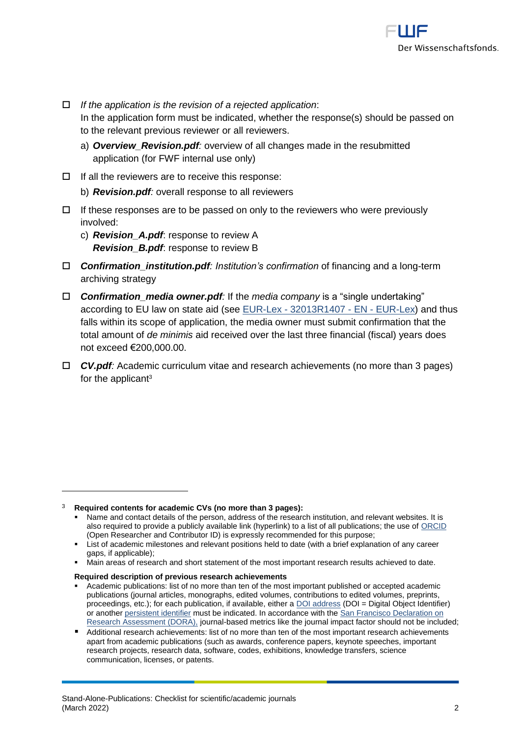- ☐ *If the application is the revision of a rejected application*:
  In the application form must be indicated, whether the response(s) should be passed on to the relevant previous reviewer or all reviewers.
  a) ***Overview_Revision.pdf****:* overview of all changes made in the resubmitted application (for FWF internal use only)
- ☐ If all the reviewers are to receive this response:
  b) ***Revision.pdf****:* overall response to all reviewers
- ☐ If these responses are to be passed on only to the reviewers who were previously involved:
  c) ***Revision_A.pdf***: response to review A
  ***Revision_B.pdf***: response to review B
- ☐ ***Confirmation_institution.pdf****: Institution's confirmation* of financing and a long-term archiving strategy
- ☐ ***Confirmation_media owner.pdf****:* If the *media company* is a "single undertaking" according to EU law on state aid (see [EUR-Lex - 32013R1407 - EN - EUR-Lex]) and thus falls within its scope of application, the media owner must submit confirmation that the total amount of *de minimis* aid received over the last three financial (fiscal) years does not exceed €200,000.00.
- ☐ ***CV.pdf****:* Academic curriculum vitae and research achievements (no more than 3 pages) for the applicant[3]

---

[3] **Required contents for academic CVs (no more than 3 pages):**

- Name and contact details of the person, address of the research institution, and relevant websites. It is also required to provide a publicly available link (hyperlink) to a list of all publications; the use of ORCID (Open Researcher and Contributor ID) is expressly recommended for this purpose;
- List of academic milestones and relevant positions held to date (with a brief explanation of any career gaps, if applicable);
- Main areas of research and short statement of the most important research results achieved to date.

**Required description of previous research achievements**

- Academic publications: list of no more than ten of the most important published or accepted academic publications (journal articles, monographs, edited volumes, contributions to edited volumes, preprints, proceedings, etc.); for each publication, if available, either a DOI address (DOI = Digital Object Identifier) or another persistent identifier must be indicated. In accordance with the San Francisco Declaration on Research Assessment (DORA), journal-based metrics like the journal impact factor should not be included;
- Additional research achievements: list of no more than ten of the most important research achievements apart from academic publications (such as awards, conference papers, keynote speeches, important research projects, research data, software, codes, exhibitions, knowledge transfers, science communication, licenses, or patents.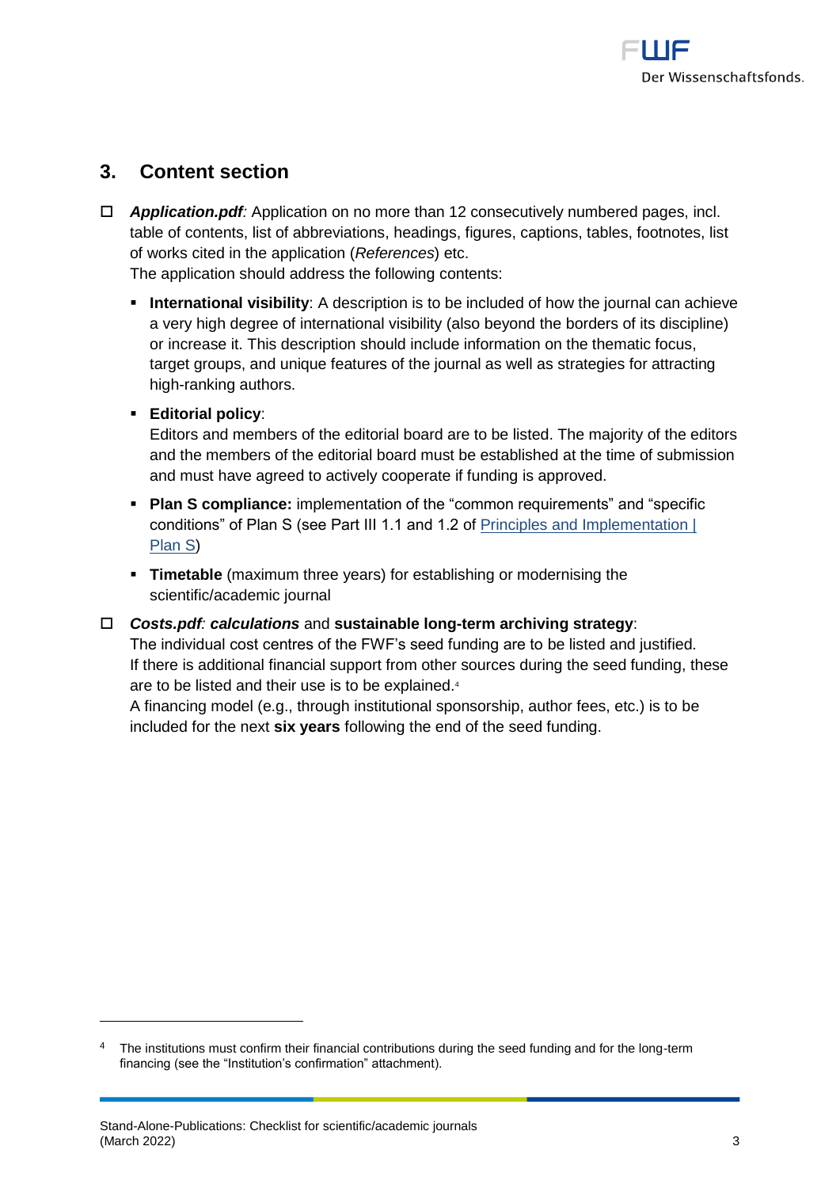## 3. Content section

- ☐ ***Application.pdf**:* Application on no more than 12 consecutively numbered pages, incl. table of contents, list of abbreviations, headings, figures, captions, tables, footnotes, list of works cited in the application (*References*) etc.
  The application should address the following contents:
  - **International visibility**: A description is to be included of how the journal can achieve a very high degree of international visibility (also beyond the borders of its discipline) or increase it. This description should include information on the thematic focus, target groups, and unique features of the journal as well as strategies for attracting high-ranking authors.
  - **Editorial policy**:
    Editors and members of the editorial board are to be listed. The majority of the editors and the members of the editorial board must be established at the time of submission and must have agreed to actively cooperate if funding is approved.
  - **Plan S compliance:** implementation of the "common requirements" and "specific conditions" of Plan S (see Part III 1.1 and 1.2 of [Principles and Implementation | Plan S])
  - **Timetable** (maximum three years) for establishing or modernising the scientific/academic journal

- ☐ ***Costs.pdf**: **calculations*** and **sustainable long-term archiving strategy**:
  The individual cost centres of the FWF's seed funding are to be listed and justified. If there is additional financial support from other sources during the seed funding, these are to be listed and their use is to be explained.[4]
  A financing model (e.g., through institutional sponsorship, author fees, etc.) is to be included for the next **six years** following the end of the seed funding.

---

[4] The institutions must confirm their financial contributions during the seed funding and for the long-term financing (see the "Institution's confirmation" attachment).